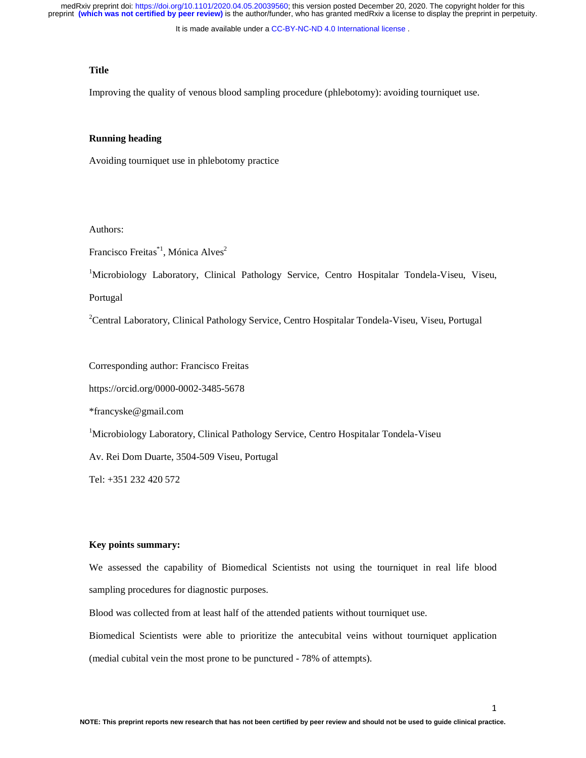## Title

Improving the quality of venous blood sampling procedure (phlebotomy): avoiding tourniquet use.

## Running heading

Avoiding tourniquet use in phlebotomy practice

Authors:

Francisco Freitas*[1], Mónica Alves[2]

[1]Microbiology Laboratory, Clinical Pathology Service, Centro Hospitalar Tondela-Viseu, Viseu, Portugal

[2]Central Laboratory, Clinical Pathology Service, Centro Hospitalar Tondela-Viseu, Viseu, Portugal

Corresponding author: Francisco Freitas

https://orcid.org/0000-0002-3485-5678

*francyske@gmail.com

[1]Microbiology Laboratory, Clinical Pathology Service, Centro Hospitalar Tondela-Viseu

Av. Rei Dom Duarte, 3504-509 Viseu, Portugal

Tel: +351 232 420 572

## Key points summary:

We assessed the capability of Biomedical Scientists not using the tourniquet in real life blood sampling procedures for diagnostic purposes.

Blood was collected from at least half of the attended patients without tourniquet use.

Biomedical Scientists were able to prioritize the antecubital veins without tourniquet application (medial cubital vein the most prone to be punctured - 78% of attempts).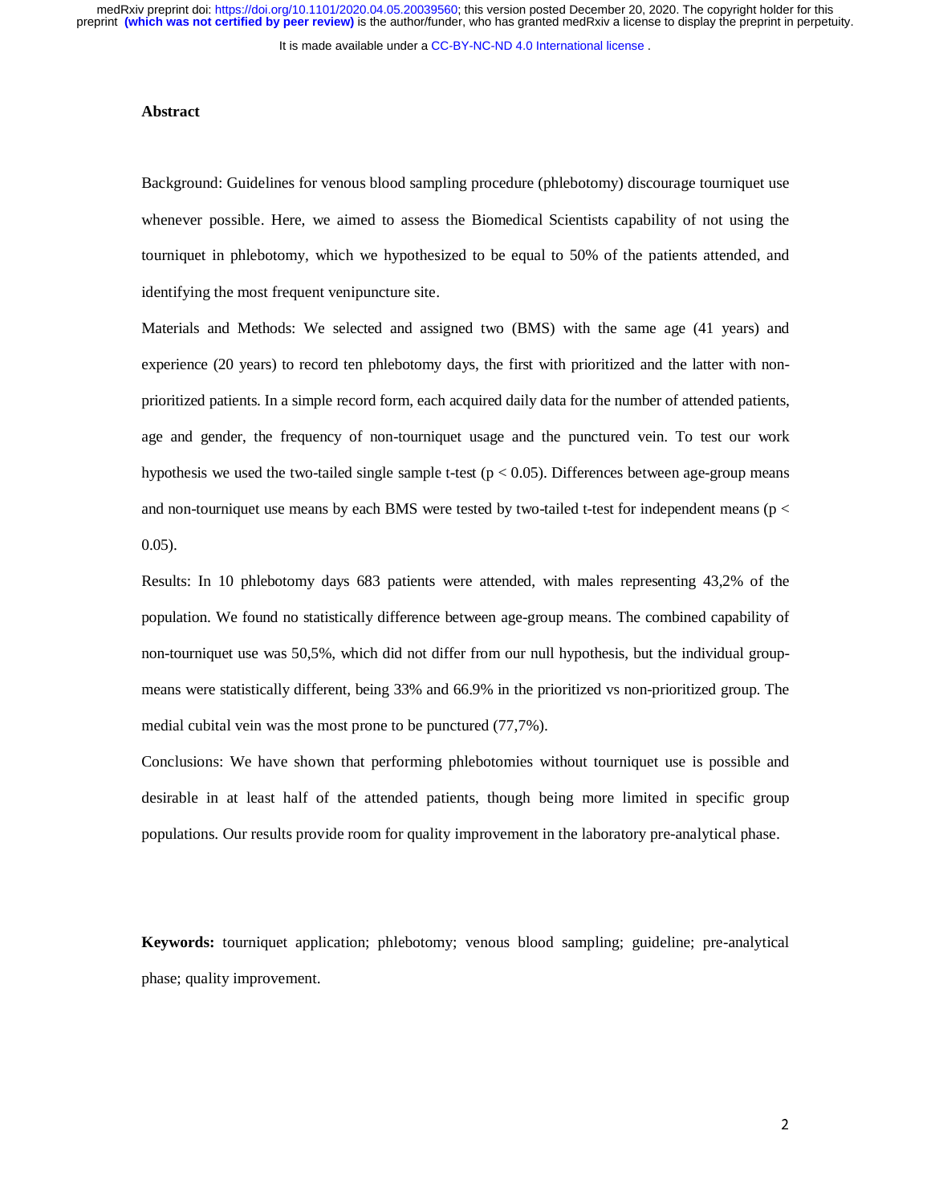## Abstract

Background: Guidelines for venous blood sampling procedure (phlebotomy) discourage tourniquet use whenever possible. Here, we aimed to assess the Biomedical Scientists capability of not using the tourniquet in phlebotomy, which we hypothesized to be equal to 50% of the patients attended, and identifying the most frequent venipuncture site.

Materials and Methods: We selected and assigned two (BMS) with the same age (41 years) and experience (20 years) to record ten phlebotomy days, the first with prioritized and the latter with non-prioritized patients. In a simple record form, each acquired daily data for the number of attended patients, age and gender, the frequency of non-tourniquet usage and the punctured vein. To test our work hypothesis we used the two-tailed single sample t-test ($p < 0.05$). Differences between age-group means and non-tourniquet use means by each BMS were tested by two-tailed t-test for independent means ($p < 0.05$).

Results: In 10 phlebotomy days 683 patients were attended, with males representing 43,2% of the population. We found no statistically difference between age-group means. The combined capability of non-tourniquet use was 50,5%, which did not differ from our null hypothesis, but the individual group-means were statistically different, being 33% and 66.9% in the prioritized vs non-prioritized group. The medial cubital vein was the most prone to be punctured (77,7%).

Conclusions: We have shown that performing phlebotomies without tourniquet use is possible and desirable in at least half of the attended patients, though being more limited in specific group populations. Our results provide room for quality improvement in the laboratory pre-analytical phase.

**Keywords:** tourniquet application; phlebotomy; venous blood sampling; guideline; pre-analytical phase; quality improvement.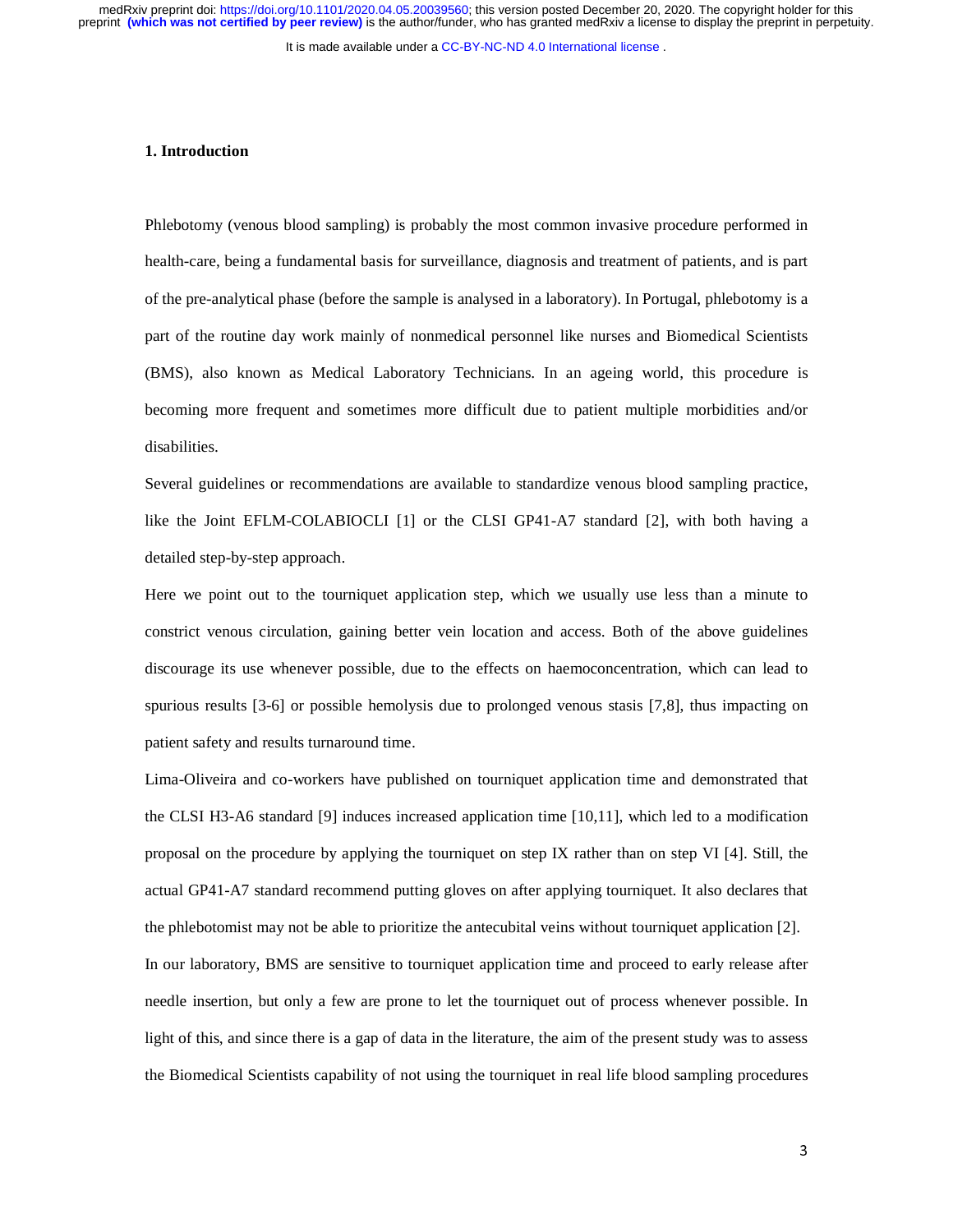## 1. Introduction

Phlebotomy (venous blood sampling) is probably the most common invasive procedure performed in health-care, being a fundamental basis for surveillance, diagnosis and treatment of patients, and is part of the pre-analytical phase (before the sample is analysed in a laboratory). In Portugal, phlebotomy is a part of the routine day work mainly of nonmedical personnel like nurses and Biomedical Scientists (BMS), also known as Medical Laboratory Technicians. In an ageing world, this procedure is becoming more frequent and sometimes more difficult due to patient multiple morbidities and/or disabilities.

Several guidelines or recommendations are available to standardize venous blood sampling practice, like the Joint EFLM-COLABIOCLI [1] or the CLSI GP41-A7 standard [2], with both having a detailed step-by-step approach.

Here we point out to the tourniquet application step, which we usually use less than a minute to constrict venous circulation, gaining better vein location and access. Both of the above guidelines discourage its use whenever possible, due to the effects on haemoconcentration, which can lead to spurious results [3-6] or possible hemolysis due to prolonged venous stasis [7,8], thus impacting on patient safety and results turnaround time.

Lima-Oliveira and co-workers have published on tourniquet application time and demonstrated that the CLSI H3-A6 standard [9] induces increased application time [10,11], which led to a modification proposal on the procedure by applying the tourniquet on step IX rather than on step VI [4]. Still, the actual GP41-A7 standard recommend putting gloves on after applying tourniquet. It also declares that the phlebotomist may not be able to prioritize the antecubital veins without tourniquet application [2].

In our laboratory, BMS are sensitive to tourniquet application time and proceed to early release after needle insertion, but only a few are prone to let the tourniquet out of process whenever possible. In light of this, and since there is a gap of data in the literature, the aim of the present study was to assess the Biomedical Scientists capability of not using the tourniquet in real life blood sampling procedures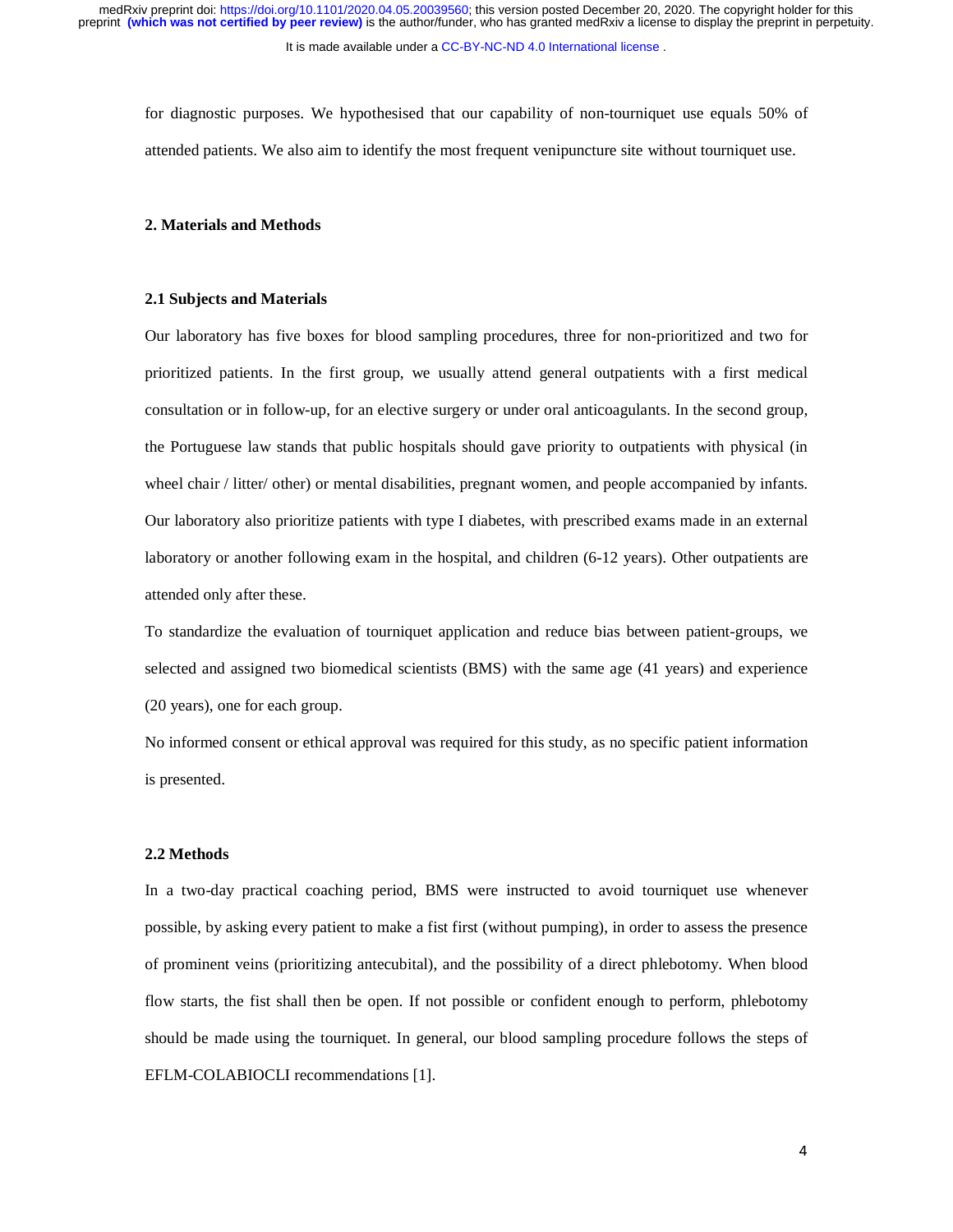for diagnostic purposes. We hypothesised that our capability of non-tourniquet use equals 50% of attended patients. We also aim to identify the most frequent venipuncture site without tourniquet use.

## 2. Materials and Methods

### 2.1 Subjects and Materials

Our laboratory has five boxes for blood sampling procedures, three for non-prioritized and two for prioritized patients. In the first group, we usually attend general outpatients with a first medical consultation or in follow-up, for an elective surgery or under oral anticoagulants. In the second group, the Portuguese law stands that public hospitals should gave priority to outpatients with physical (in wheel chair / litter/ other) or mental disabilities, pregnant women, and people accompanied by infants. Our laboratory also prioritize patients with type I diabetes, with prescribed exams made in an external laboratory or another following exam in the hospital, and children (6-12 years). Other outpatients are attended only after these.

To standardize the evaluation of tourniquet application and reduce bias between patient-groups, we selected and assigned two biomedical scientists (BMS) with the same age (41 years) and experience (20 years), one for each group.

No informed consent or ethical approval was required for this study, as no specific patient information is presented.

### 2.2 Methods

In a two-day practical coaching period, BMS were instructed to avoid tourniquet use whenever possible, by asking every patient to make a fist first (without pumping), in order to assess the presence of prominent veins (prioritizing antecubital), and the possibility of a direct phlebotomy. When blood flow starts, the fist shall then be open. If not possible or confident enough to perform, phlebotomy should be made using the tourniquet. In general, our blood sampling procedure follows the steps of EFLM-COLABIOCLI recommendations [1].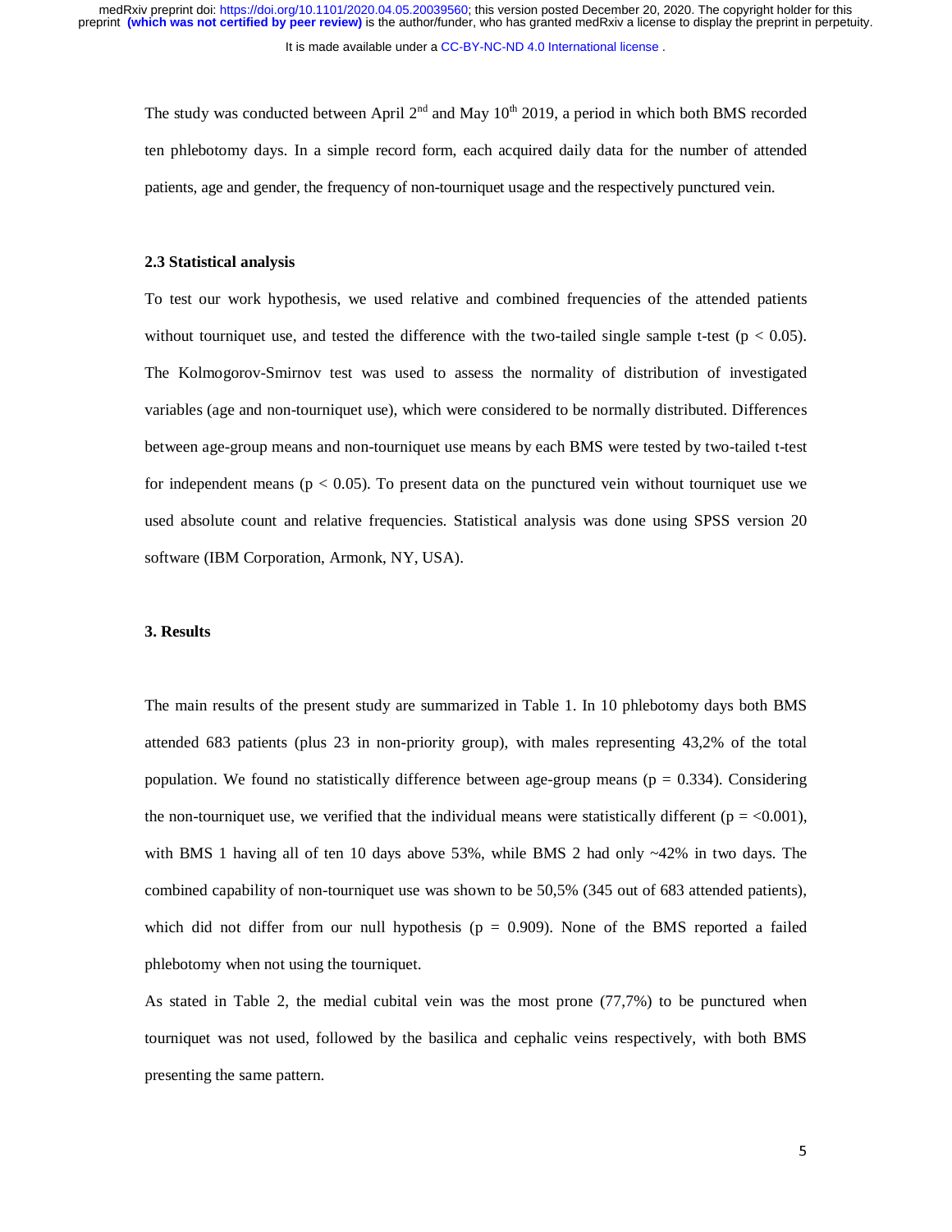The study was conducted between April 2[nd] and May 10[th] 2019, a period in which both BMS recorded ten phlebotomy days. In a simple record form, each acquired daily data for the number of attended patients, age and gender, the frequency of non-tourniquet usage and the respectively punctured vein.

### 2.3 Statistical analysis

To test our work hypothesis, we used relative and combined frequencies of the attended patients without tourniquet use, and tested the difference with the two-tailed single sample t-test ($p < 0.05$). The Kolmogorov-Smirnov test was used to assess the normality of distribution of investigated variables (age and non-tourniquet use), which were considered to be normally distributed. Differences between age-group means and non-tourniquet use means by each BMS were tested by two-tailed t-test for independent means ($p < 0.05$). To present data on the punctured vein without tourniquet use we used absolute count and relative frequencies. Statistical analysis was done using SPSS version 20 software (IBM Corporation, Armonk, NY, USA).

## 3. Results

The main results of the present study are summarized in Table 1. In 10 phlebotomy days both BMS attended 683 patients (plus 23 in non-priority group), with males representing 43,2% of the total population. We found no statistically difference between age-group means ($p = 0.334$). Considering the non-tourniquet use, we verified that the individual means were statistically different ($p = <0.001$), with BMS 1 having all of ten 10 days above 53%, while BMS 2 had only ~42% in two days. The combined capability of non-tourniquet use was shown to be 50,5% (345 out of 683 attended patients), which did not differ from our null hypothesis ($p = 0.909$). None of the BMS reported a failed phlebotomy when not using the tourniquet.

As stated in Table 2, the medial cubital vein was the most prone (77,7%) to be punctured when tourniquet was not used, followed by the basilica and cephalic veins respectively, with both BMS presenting the same pattern.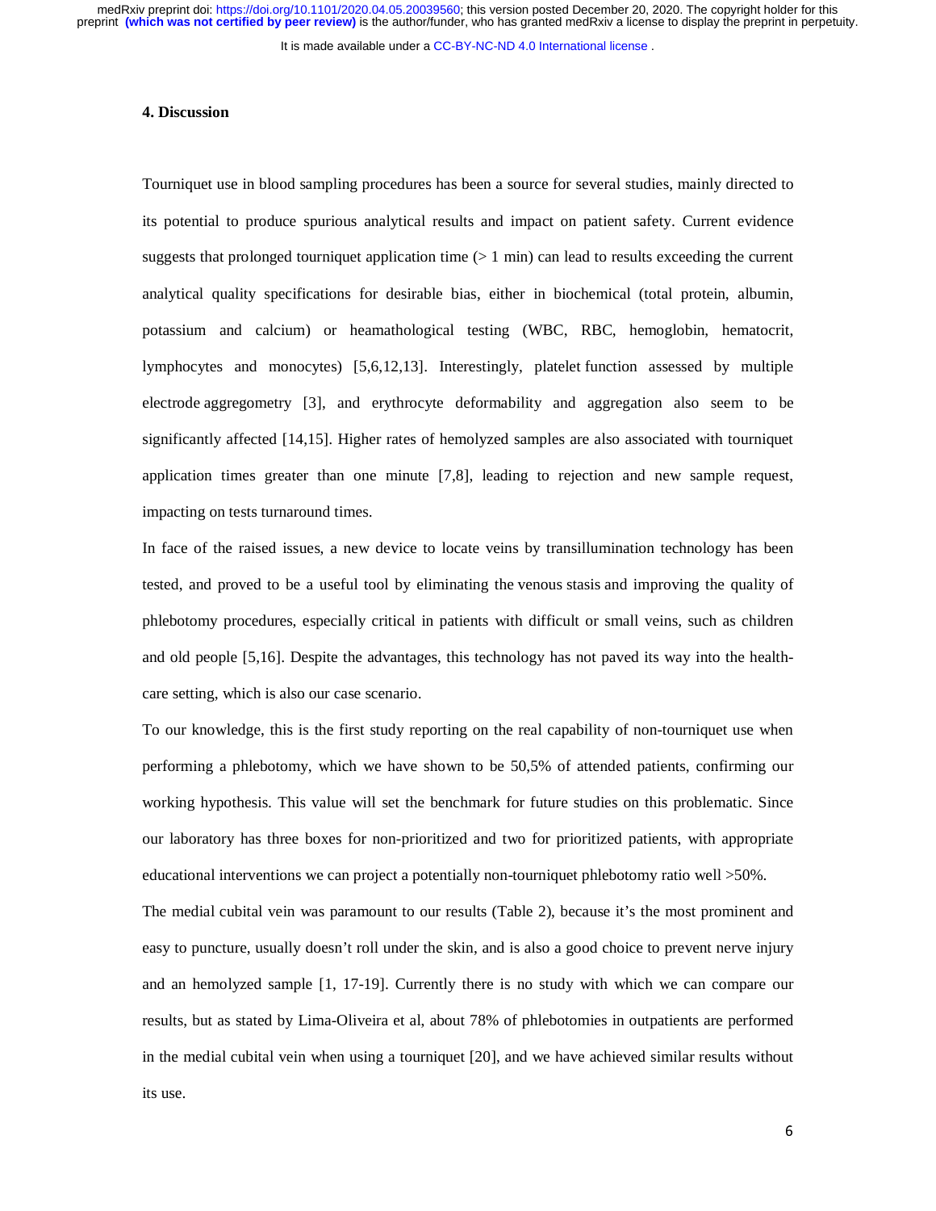## 4. Discussion

Tourniquet use in blood sampling procedures has been a source for several studies, mainly directed to its potential to produce spurious analytical results and impact on patient safety. Current evidence suggests that prolonged tourniquet application time (> 1 min) can lead to results exceeding the current analytical quality specifications for desirable bias, either in biochemical (total protein, albumin, potassium and calcium) or heamathological testing (WBC, RBC, hemoglobin, hematocrit, lymphocytes and monocytes) [5,6,12,13]. Interestingly, platelet function assessed by multiple electrode aggregometry [3], and erythrocyte deformability and aggregation also seem to be significantly affected [14,15]. Higher rates of hemolyzed samples are also associated with tourniquet application times greater than one minute [7,8], leading to rejection and new sample request, impacting on tests turnaround times.

In face of the raised issues, a new device to locate veins by transillumination technology has been tested, and proved to be a useful tool by eliminating the venous stasis and improving the quality of phlebotomy procedures, especially critical in patients with difficult or small veins, such as children and old people [5,16]. Despite the advantages, this technology has not paved its way into the health-care setting, which is also our case scenario.

To our knowledge, this is the first study reporting on the real capability of non-tourniquet use when performing a phlebotomy, which we have shown to be 50,5% of attended patients, confirming our working hypothesis. This value will set the benchmark for future studies on this problematic. Since our laboratory has three boxes for non-prioritized and two for prioritized patients, with appropriate educational interventions we can project a potentially non-tourniquet phlebotomy ratio well >50%.

The medial cubital vein was paramount to our results (Table 2), because it's the most prominent and easy to puncture, usually doesn't roll under the skin, and is also a good choice to prevent nerve injury and an hemolyzed sample [1, 17-19]. Currently there is no study with which we can compare our results, but as stated by Lima-Oliveira et al, about 78% of phlebotomies in outpatients are performed in the medial cubital vein when using a tourniquet [20], and we have achieved similar results without its use.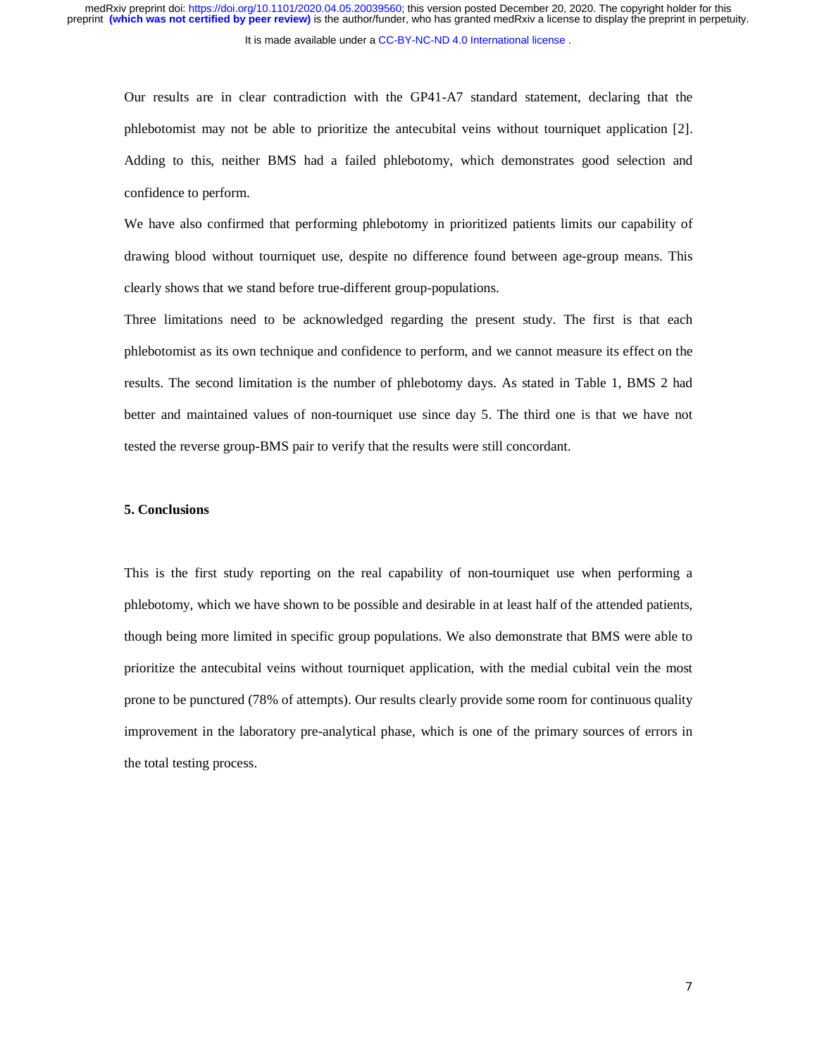Our results are in clear contradiction with the GP41-A7 standard statement, declaring that the phlebotomist may not be able to prioritize the antecubital veins without tourniquet application [2]. Adding to this, neither BMS had a failed phlebotomy, which demonstrates good selection and confidence to perform.

We have also confirmed that performing phlebotomy in prioritized patients limits our capability of drawing blood without tourniquet use, despite no difference found between age-group means. This clearly shows that we stand before true-different group-populations.

Three limitations need to be acknowledged regarding the present study. The first is that each phlebotomist as its own technique and confidence to perform, and we cannot measure its effect on the results. The second limitation is the number of phlebotomy days. As stated in Table 1, BMS 2 had better and maintained values of non-tourniquet use since day 5. The third one is that we have not tested the reverse group-BMS pair to verify that the results were still concordant.

### 5. Conclusions

This is the first study reporting on the real capability of non-tourniquet use when performing a phlebotomy, which we have shown to be possible and desirable in at least half of the attended patients, though being more limited in specific group populations. We also demonstrate that BMS were able to prioritize the antecubital veins without tourniquet application, with the medial cubital vein the most prone to be punctured (78% of attempts). Our results clearly provide some room for continuous quality improvement in the laboratory pre-analytical phase, which is one of the primary sources of errors in the total testing process.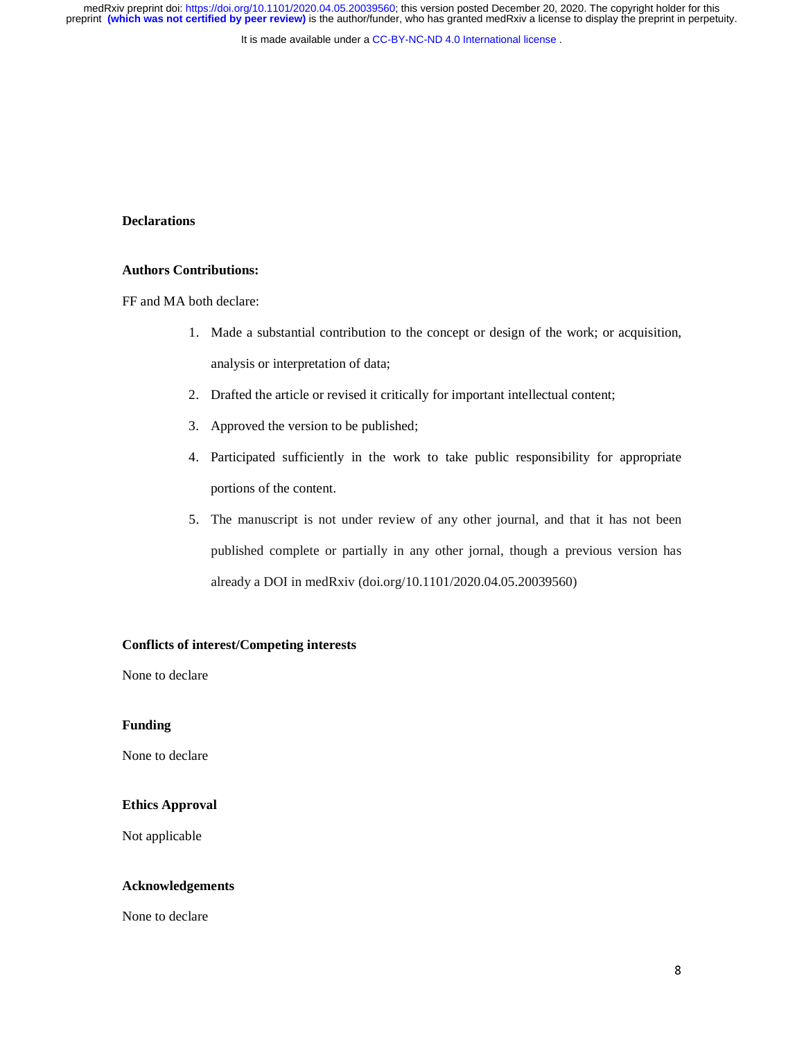**Declarations**

**Authors Contributions:**

FF and MA both declare:

1. Made a substantial contribution to the concept or design of the work; or acquisition, analysis or interpretation of data;
2. Drafted the article or revised it critically for important intellectual content;
3. Approved the version to be published;
4. Participated sufficiently in the work to take public responsibility for appropriate portions of the content.
5. The manuscript is not under review of any other journal, and that it has not been published complete or partially in any other jornal, though a previous version has already a DOI in medRxiv (doi.org/10.1101/2020.04.05.20039560)

**Conflicts of interest/Competing interests**

None to declare

**Funding**

None to declare

**Ethics Approval**

Not applicable

**Acknowledgements**

None to declare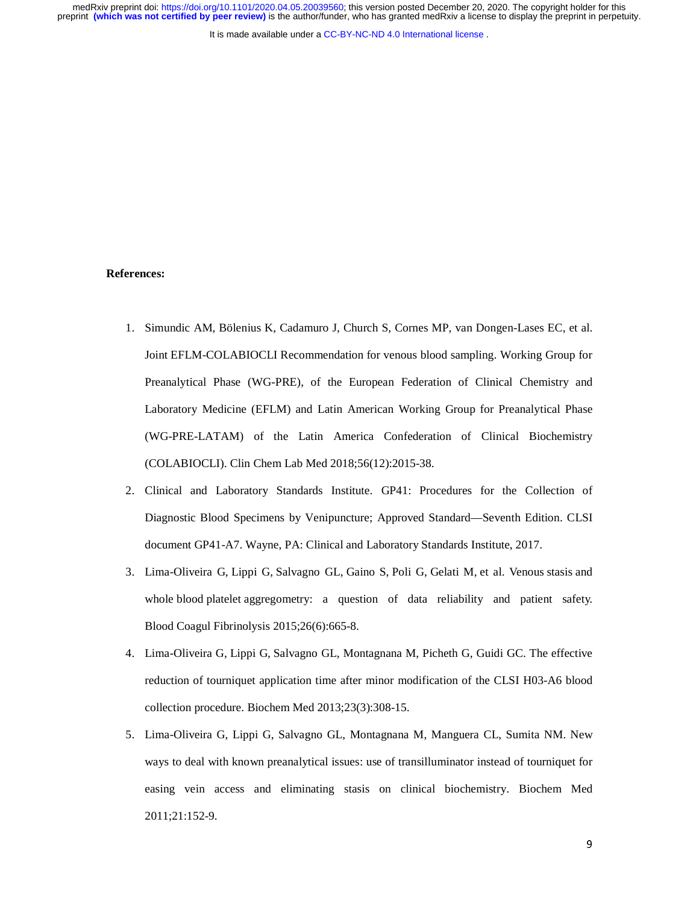**References:**

1. Simundic AM, Bölenius K, Cadamuro J, Church S, Cornes MP, van Dongen-Lases EC, et al. Joint EFLM-COLABIOCLI Recommendation for venous blood sampling. Working Group for Preanalytical Phase (WG-PRE), of the European Federation of Clinical Chemistry and Laboratory Medicine (EFLM) and Latin American Working Group for Preanalytical Phase (WG-PRE-LATAM) of the Latin America Confederation of Clinical Biochemistry (COLABIOCLI). Clin Chem Lab Med 2018;56(12):2015-38.
2. Clinical and Laboratory Standards Institute. GP41: Procedures for the Collection of Diagnostic Blood Specimens by Venipuncture; Approved Standard—Seventh Edition. CLSI document GP41-A7. Wayne, PA: Clinical and Laboratory Standards Institute, 2017.
3. Lima-Oliveira G, Lippi G, Salvagno GL, Gaino S, Poli G, Gelati M, et al. Venous stasis and whole blood platelet aggregometry: a question of data reliability and patient safety. Blood Coagul Fibrinolysis 2015;26(6):665-8.
4. Lima-Oliveira G, Lippi G, Salvagno GL, Montagnana M, Picheth G, Guidi GC. The effective reduction of tourniquet application time after minor modification of the CLSI H03-A6 blood collection procedure. Biochem Med 2013;23(3):308-15.
5. Lima-Oliveira G, Lippi G, Salvagno GL, Montagnana M, Manguera CL, Sumita NM. New ways to deal with known preanalytical issues: use of transilluminator instead of tourniquet for easing vein access and eliminating stasis on clinical biochemistry. Biochem Med 2011;21:152-9.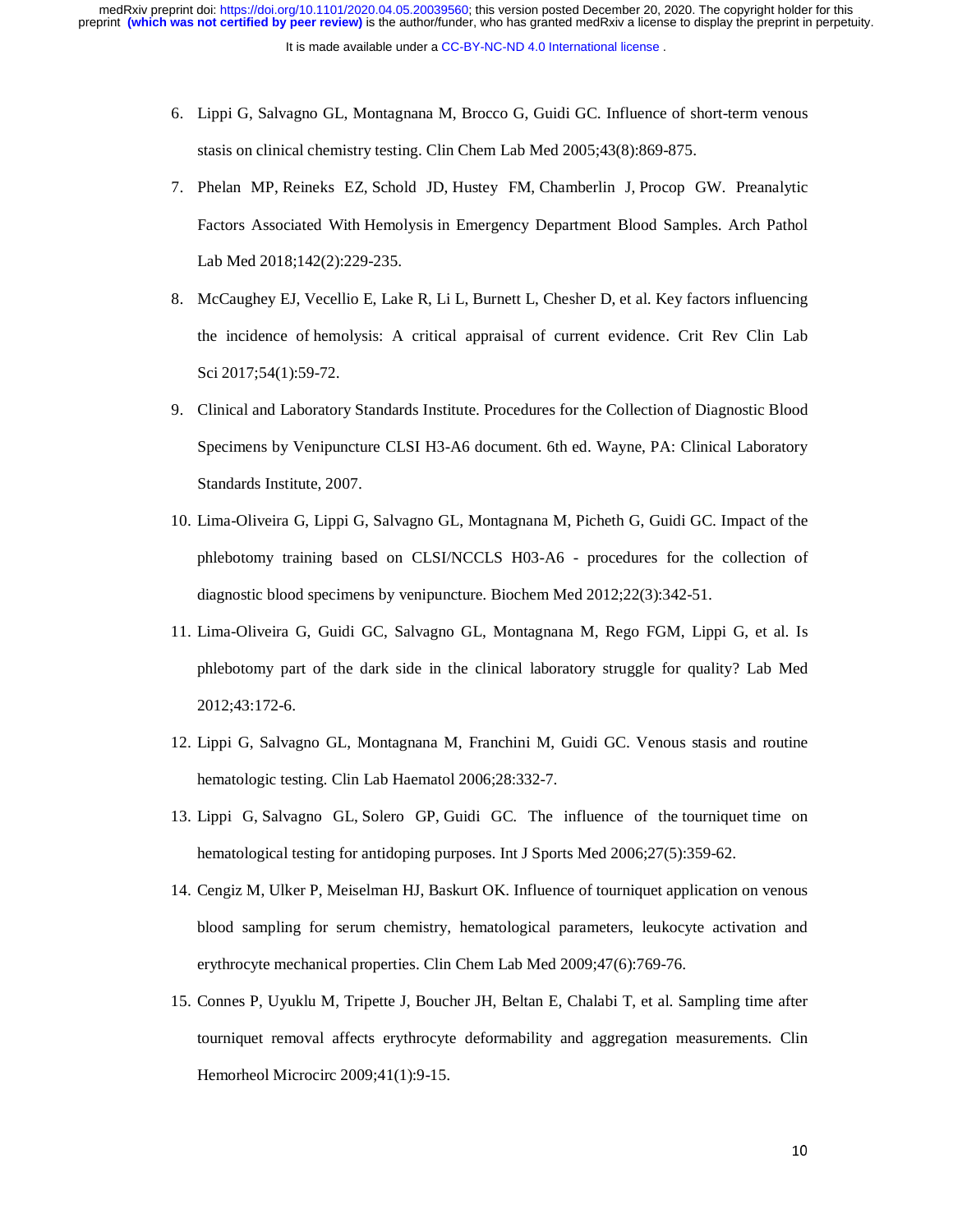6. Lippi G, Salvagno GL, Montagnana M, Brocco G, Guidi GC. Influence of short-term venous stasis on clinical chemistry testing. Clin Chem Lab Med 2005;43(8):869-875.
7. Phelan MP, Reineks EZ, Schold JD, Hustey FM, Chamberlin J, Procop GW. Preanalytic Factors Associated With Hemolysis in Emergency Department Blood Samples. Arch Pathol Lab Med 2018;142(2):229-235.
8. McCaughey EJ, Vecellio E, Lake R, Li L, Burnett L, Chesher D, et al. Key factors influencing the incidence of hemolysis: A critical appraisal of current evidence. Crit Rev Clin Lab Sci 2017;54(1):59-72.
9. Clinical and Laboratory Standards Institute. Procedures for the Collection of Diagnostic Blood Specimens by Venipuncture CLSI H3-A6 document. 6th ed. Wayne, PA: Clinical Laboratory Standards Institute, 2007.
10. Lima-Oliveira G, Lippi G, Salvagno GL, Montagnana M, Picheth G, Guidi GC. Impact of the phlebotomy training based on CLSI/NCCLS H03-A6 - procedures for the collection of diagnostic blood specimens by venipuncture. Biochem Med 2012;22(3):342-51.
11. Lima-Oliveira G, Guidi GC, Salvagno GL, Montagnana M, Rego FGM, Lippi G, et al. Is phlebotomy part of the dark side in the clinical laboratory struggle for quality? Lab Med 2012;43:172-6.
12. Lippi G, Salvagno GL, Montagnana M, Franchini M, Guidi GC. Venous stasis and routine hematologic testing. Clin Lab Haematol 2006;28:332-7.
13. Lippi G, Salvagno GL, Solero GP, Guidi GC. The influence of the tourniquet time on hematological testing for antidoping purposes. Int J Sports Med 2006;27(5):359-62.
14. Cengiz M, Ulker P, Meiselman HJ, Baskurt OK. Influence of tourniquet application on venous blood sampling for serum chemistry, hematological parameters, leukocyte activation and erythrocyte mechanical properties. Clin Chem Lab Med 2009;47(6):769-76.
15. Connes P, Uyuklu M, Tripette J, Boucher JH, Beltan E, Chalabi T, et al. Sampling time after tourniquet removal affects erythrocyte deformability and aggregation measurements. Clin Hemorheol Microcirc 2009;41(1):9-15.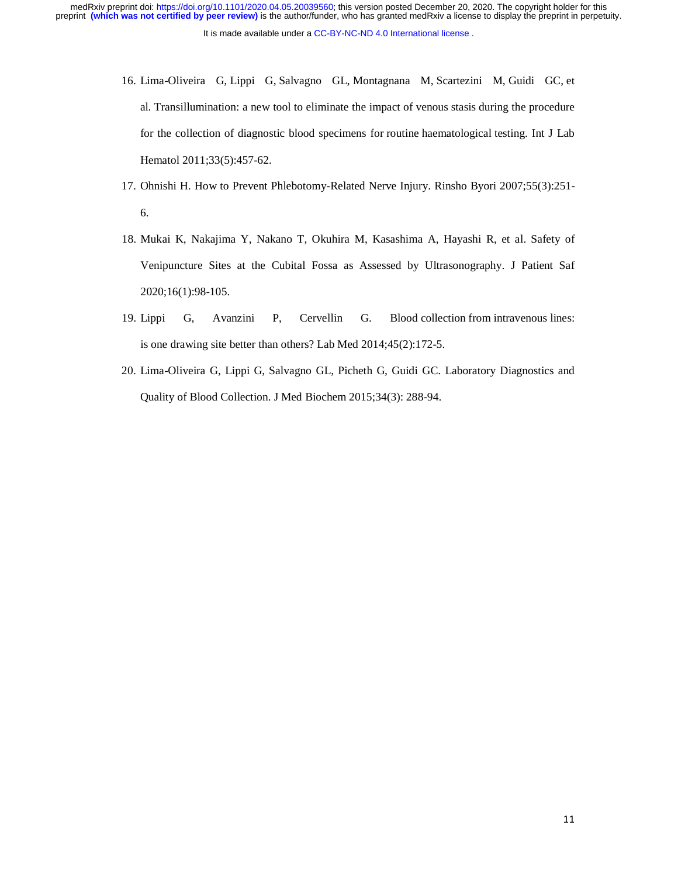16. Lima-Oliveira G, Lippi G, Salvagno GL, Montagnana M, Scartezini M, Guidi GC, et al. Transillumination: a new tool to eliminate the impact of venous stasis during the procedure for the collection of diagnostic blood specimens for routine haematological testing. Int J Lab Hematol 2011;33(5):457-62.
17. Ohnishi H. How to Prevent Phlebotomy-Related Nerve Injury. Rinsho Byori 2007;55(3):251-6.
18. Mukai K, Nakajima Y, Nakano T, Okuhira M, Kasashima A, Hayashi R, et al. Safety of Venipuncture Sites at the Cubital Fossa as Assessed by Ultrasonography. J Patient Saf 2020;16(1):98-105.
19. Lippi G, Avanzini P, Cervellin G. Blood collection from intravenous lines: is one drawing site better than others? Lab Med 2014;45(2):172-5.
20. Lima-Oliveira G, Lippi G, Salvagno GL, Picheth G, Guidi GC. Laboratory Diagnostics and Quality of Blood Collection. J Med Biochem 2015;34(3): 288-94.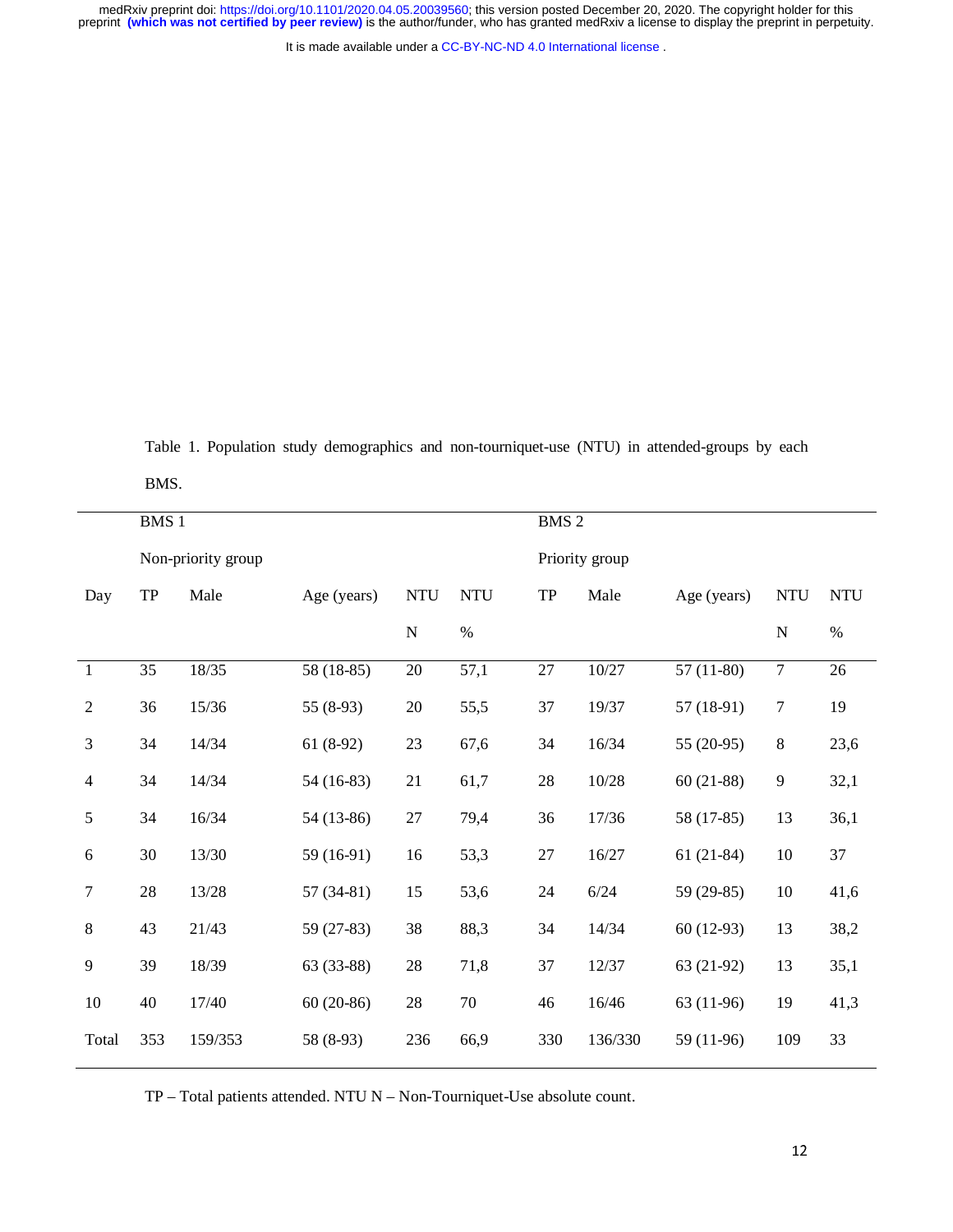Table 1. Population study demographics and non-tourniquet-use (NTU) in attended-groups by each BMS.

| | BMS 1 | | | | | BMS 2 | | | | |
|---|---|---|---|---|---|---|---|---|---|---|
| | Non-priority group | | | | | Priority group | | | | |
| Day | TP | Male | Age (years) | NTU N | NTU % | TP | Male | Age (years) | NTU N | NTU % |
| 1 | 35 | 18/35 | 58 (18-85) | 20 | 57,1 | 27 | 10/27 | 57 (11-80) | 7 | 26 |
| 2 | 36 | 15/36 | 55 (8-93) | 20 | 55,5 | 37 | 19/37 | 57 (18-91) | 7 | 19 |
| 3 | 34 | 14/34 | 61 (8-92) | 23 | 67,6 | 34 | 16/34 | 55 (20-95) | 8 | 23,6 |
| 4 | 34 | 14/34 | 54 (16-83) | 21 | 61,7 | 28 | 10/28 | 60 (21-88) | 9 | 32,1 |
| 5 | 34 | 16/34 | 54 (13-86) | 27 | 79,4 | 36 | 17/36 | 58 (17-85) | 13 | 36,1 |
| 6 | 30 | 13/30 | 59 (16-91) | 16 | 53,3 | 27 | 16/27 | 61 (21-84) | 10 | 37 |
| 7 | 28 | 13/28 | 57 (34-81) | 15 | 53,6 | 24 | 6/24 | 59 (29-85) | 10 | 41,6 |
| 8 | 43 | 21/43 | 59 (27-83) | 38 | 88,3 | 34 | 14/34 | 60 (12-93) | 13 | 38,2 |
| 9 | 39 | 18/39 | 63 (33-88) | 28 | 71,8 | 37 | 12/37 | 63 (21-92) | 13 | 35,1 |
| 10 | 40 | 17/40 | 60 (20-86) | 28 | 70 | 46 | 16/46 | 63 (11-96) | 19 | 41,3 |
| Total | 353 | 159/353 | 58 (8-93) | 236 | 66,9 | 330 | 136/330 | 59 (11-96) | 109 | 33 |

TP – Total patients attended. NTU N – Non-Tourniquet-Use absolute count.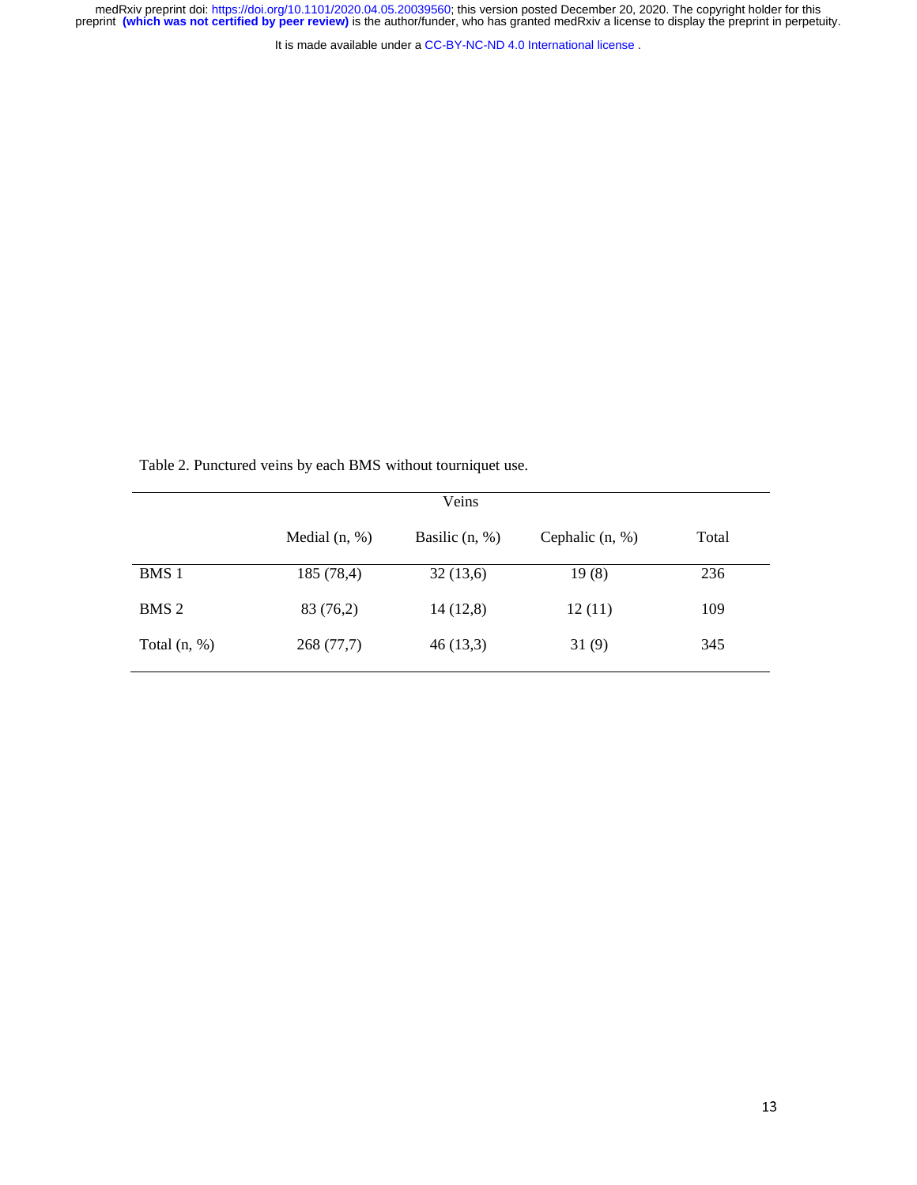Table 2. Punctured veins by each BMS without tourniquet use.

| | Veins | | | |
|---|---|---|---|---|
| | Medial (n, %) | Basilic (n, %) | Cephalic (n, %) | Total |
| BMS 1 | 185 (78,4) | 32 (13,6) | 19 (8) | 236 |
| BMS 2 | 83 (76,2) | 14 (12,8) | 12 (11) | 109 |
| Total (n, %) | 268 (77,7) | 46 (13,3) | 31 (9) | 345 |